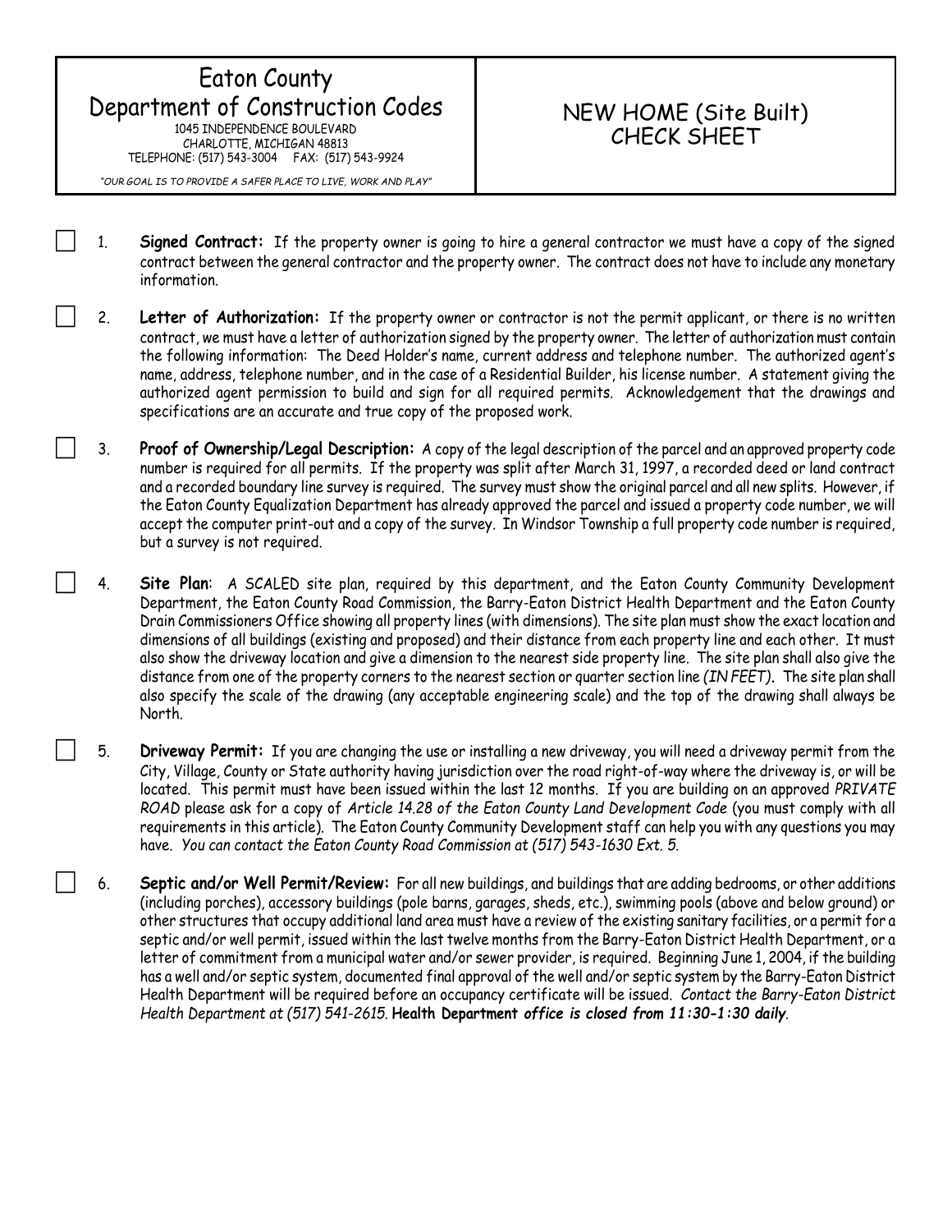# Eaton County Department of Construction Codes

1045 INDEPENDENCE BOULEVARD
CHARLOTTE, MICHIGAN 48813
TELEPHONE: (517) 543-3004 FAX: (517) 543-9924

*"OUR GOAL IS TO PROVIDE A SAFER PLACE TO LIVE, WORK AND PLAY"*

## NEW HOME (Site Built) CHECK SHEET

- [ ] 1. **Signed Contract:** If the property owner is going to hire a general contractor we must have a copy of the signed contract between the general contractor and the property owner. The contract does not have to include any monetary information.

- [ ] 2. **Letter of Authorization:** If the property owner or contractor is not the permit applicant, or there is no written contract, we must have a letter of authorization signed by the property owner. The letter of authorization must contain the following information: The Deed Holder's name, current address and telephone number. The authorized agent's name, address, telephone number, and in the case of a Residential Builder, his license number. A statement giving the authorized agent permission to build and sign for all required permits. Acknowledgement that the drawings and specifications are an accurate and true copy of the proposed work.

- [ ] 3. **Proof of Ownership/Legal Description:** A copy of the legal description of the parcel and an approved property code number is required for all permits. If the property was split after March 31, 1997, a recorded deed or land contract and a recorded boundary line survey is required. The survey must show the original parcel and all new splits. However, if the Eaton County Equalization Department has already approved the parcel and issued a property code number, we will accept the computer print-out and a copy of the survey. In Windsor Township a full property code number is required, but a survey is not required.

- [ ] 4. **Site Plan**: A SCALED site plan, required by this department, and the Eaton County Community Development Department, the Eaton County Road Commission, the Barry-Eaton District Health Department and the Eaton County Drain Commissioners Office showing all property lines (with dimensions). The site plan must show the exact location and dimensions of all buildings (existing and proposed) and their distance from each property line and each other. It must also show the driveway location and give a dimension to the nearest side property line. The site plan shall also give the distance from one of the property corners to the nearest section or quarter section line *(IN FEET)*. The site plan shall also specify the scale of the drawing (any acceptable engineering scale) and the top of the drawing shall always be North.

- [ ] 5. **Driveway Permit:** If you are changing the use or installing a new driveway, you will need a driveway permit from the City, Village, County or State authority having jurisdiction over the road right-of-way where the driveway is, or will be located. This permit must have been issued within the last 12 months. If you are building on an approved *PRIVATE ROAD* please ask for a copy of *Article 14.28 of the Eaton County Land Development Code* (you must comply with all requirements in this article). The Eaton County Community Development staff can help you with any questions you may have. *You can contact the Eaton County Road Commission at (517) 543-1630 Ext. 5.*

- [ ] 6. **Septic and/or Well Permit/Review:** For all new buildings, and buildings that are adding bedrooms, or other additions (including porches), accessory buildings (pole barns, garages, sheds, etc.), swimming pools (above and below ground) or other structures that occupy additional land area must have a review of the existing sanitary facilities, or a permit for a septic and/or well permit, issued within the last twelve months from the Barry-Eaton District Health Department, or a letter of commitment from a municipal water and/or sewer provider, is required. Beginning June 1, 2004, if the building has a well and/or septic system, documented final approval of the well and/or septic system by the Barry-Eaton District Health Department will be required before an occupancy certificate will be issued. *Contact the Barry-Eaton District Health Department at (517) 541-2615.* **Health Department *office is closed from 11:30-1:30 daily*.**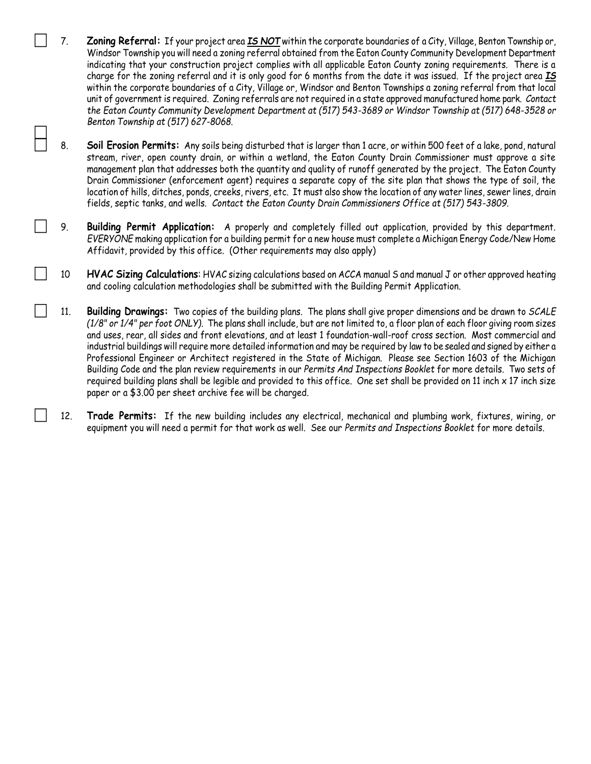- ☐ 7. **Zoning Referral:** If your project area ***IS NOT*** within the corporate boundaries of a City, Village, Benton Township or, Windsor Township you will need a zoning referral obtained from the Eaton County Community Development Department indicating that your construction project complies with all applicable Eaton County zoning requirements. There is a charge for the zoning referral and it is only good for 6 months from the date it was issued. If the project area ***IS*** within the corporate boundaries of a City, Village or, Windsor and Benton Townships a zoning referral from that local unit of government is required. Zoning referrals are not required in a state approved manufactured home park. *Contact the Eaton County Community Development Department at (517) 543-3689 or Windsor Township at (517) 648-3528 or Benton Township at (517) 627-8068.*

- ☐ 8. **Soil Erosion Permits:** Any soils being disturbed that is larger than 1 acre, or within 500 feet of a lake, pond, natural stream, river, open county drain, or within a wetland, the Eaton County Drain Commissioner must approve a site management plan that addresses both the quantity and quality of runoff generated by the project. The Eaton County Drain Commissioner (enforcement agent) requires a separate copy of the site plan that shows the type of soil, the location of hills, ditches, ponds, creeks, rivers, etc. It must also show the location of any water lines, sewer lines, drain fields, septic tanks, and wells. *Contact the Eaton County Drain Commissioners Office at (517) 543-3809.*

- ☐ 9. **Building Permit Application:** A properly and completely filled out application, provided by this department. *EVERYONE* making application for a building permit for a new house must complete a Michigan Energy Code/New Home Affidavit, provided by this office. (Other requirements may also apply)

- ☐ 10 **HVAC Sizing Calculations:** HVAC sizing calculations based on ACCA manual S and manual J or other approved heating and cooling calculation methodologies shall be submitted with the Building Permit Application.

- ☐ 11. **Building Drawings:** Two copies of the building plans. The plans shall give proper dimensions and be drawn to *SCALE (1/8" or 1/4" per foot ONLY).* The plans shall include, but are not limited to, a floor plan of each floor giving room sizes and uses, rear, all sides and front elevations, and at least 1 foundation-wall-roof cross section. Most commercial and industrial buildings will require more detailed information and may be required by law to be sealed and signed by either a Professional Engineer or Architect registered in the State of Michigan. Please see Section 1603 of the Michigan Building Code and the plan review requirements in our *Permits And Inspections Booklet* for more details. Two sets of required building plans shall be legible and provided to this office. One set shall be provided on 11 inch x 17 inch size paper or a $3.00 per sheet archive fee will be charged.

- ☐ 12. **Trade Permits:** If the new building includes any electrical, mechanical and plumbing work, fixtures, wiring, or equipment you will need a permit for that work as well. See our *Permits and Inspections Booklet* for more details.